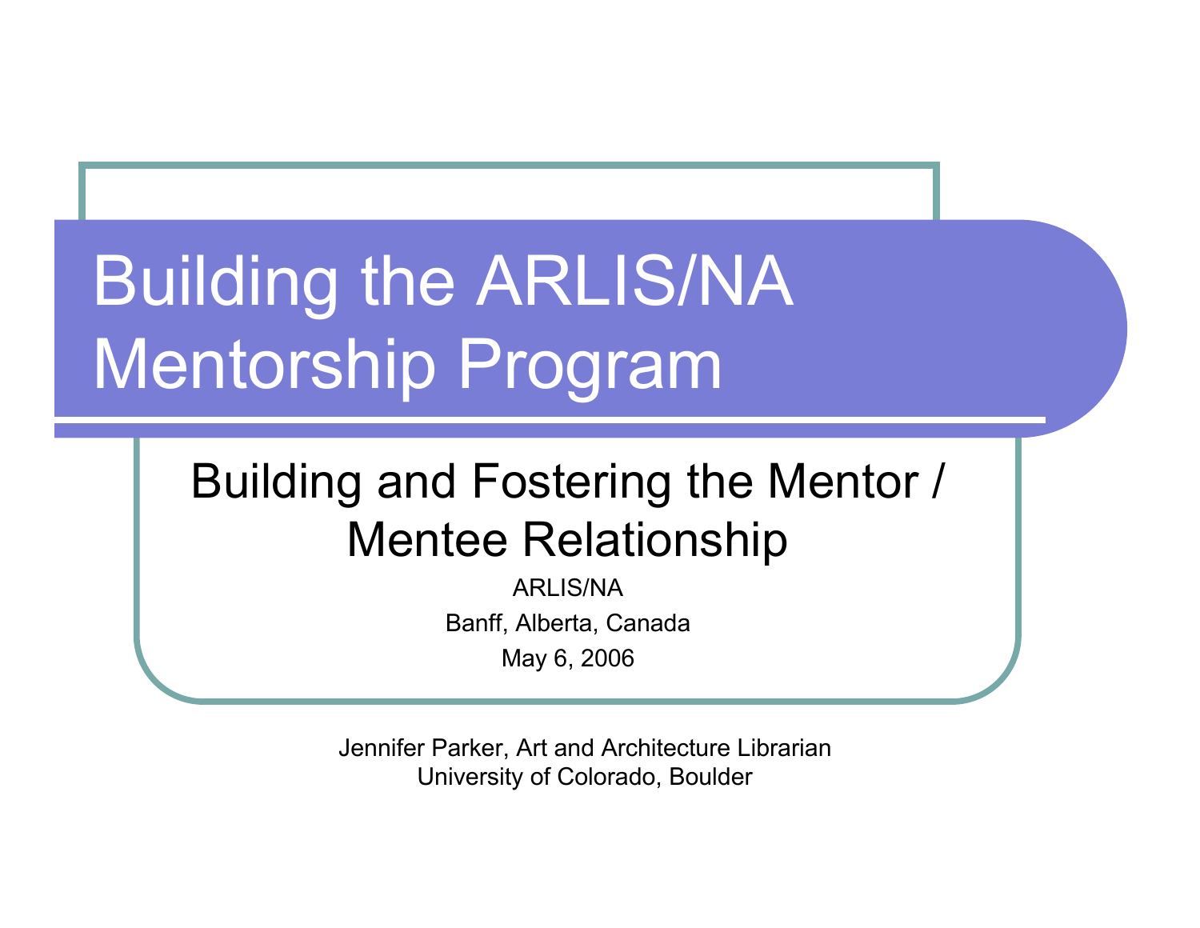# Building the ARLIS/NA Mentorship Program

## Building and Fostering the Mentor / Mentee Relationship

ARLIS/NA

Banff, Alberta, Canada

May 6, 2006

Jennifer Parker, Art and Architecture Librarian
University of Colorado, Boulder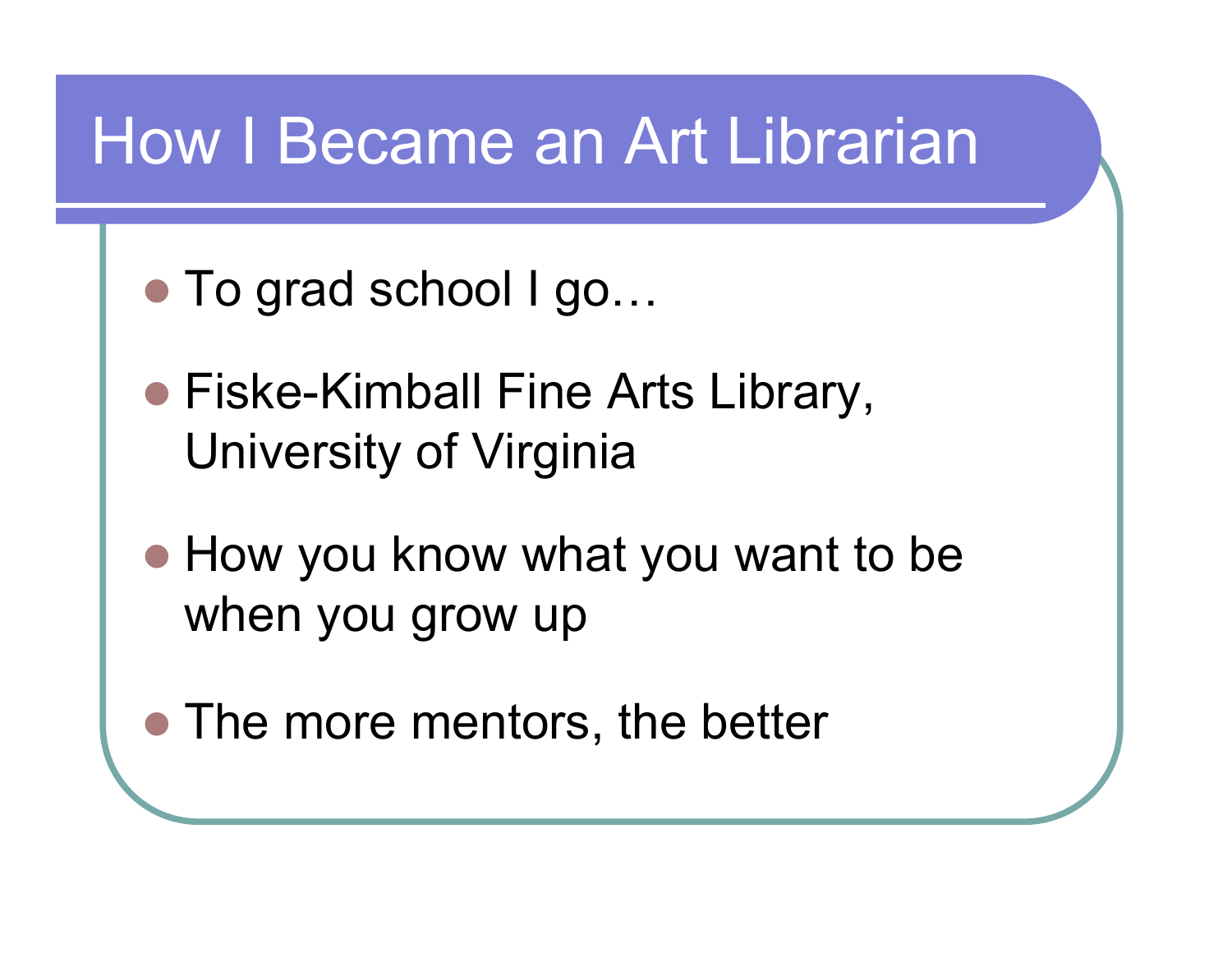# How I Became an Art Librarian

- To grad school I go…
- Fiske-Kimball Fine Arts Library, University of Virginia
- How you know what you want to be when you grow up
- The more mentors, the better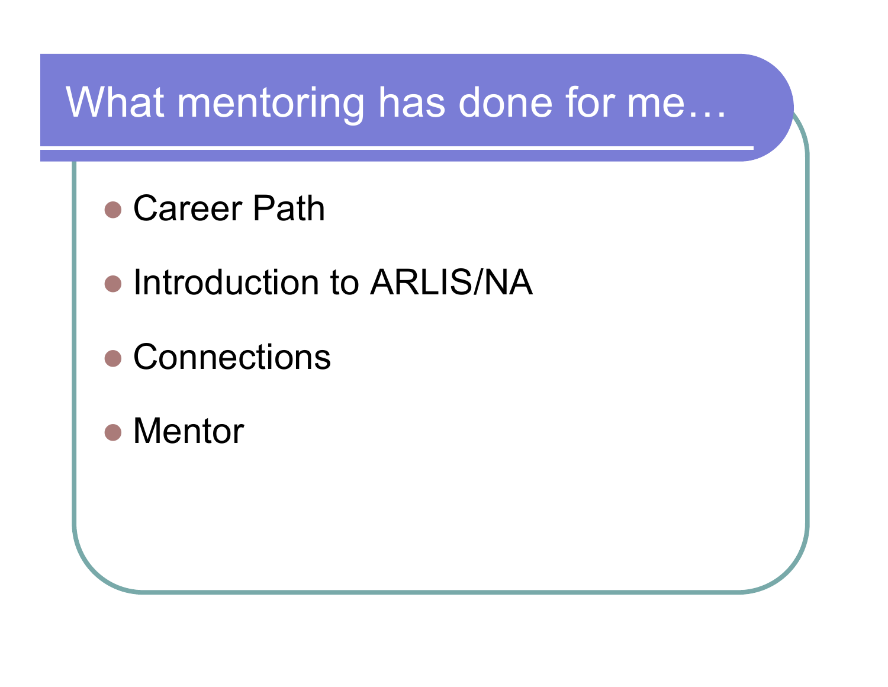# What mentoring has done for me…

- Career Path
- Introduction to ARLIS/NA
- Connections
- Mentor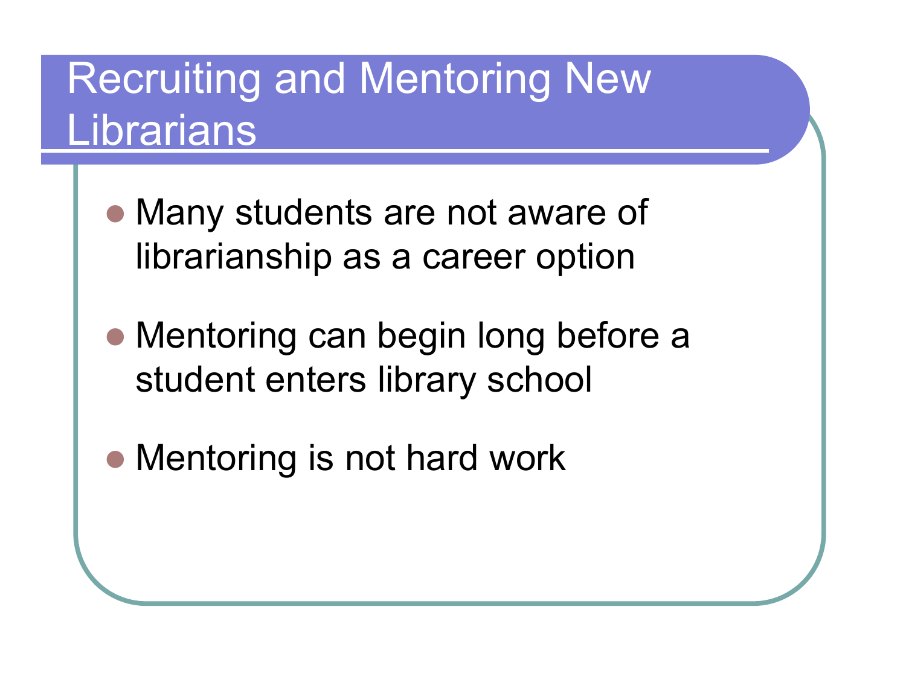# Recruiting and Mentoring New Librarians

- Many students are not aware of librarianship as a career option
- Mentoring can begin long before a student enters library school
- Mentoring is not hard work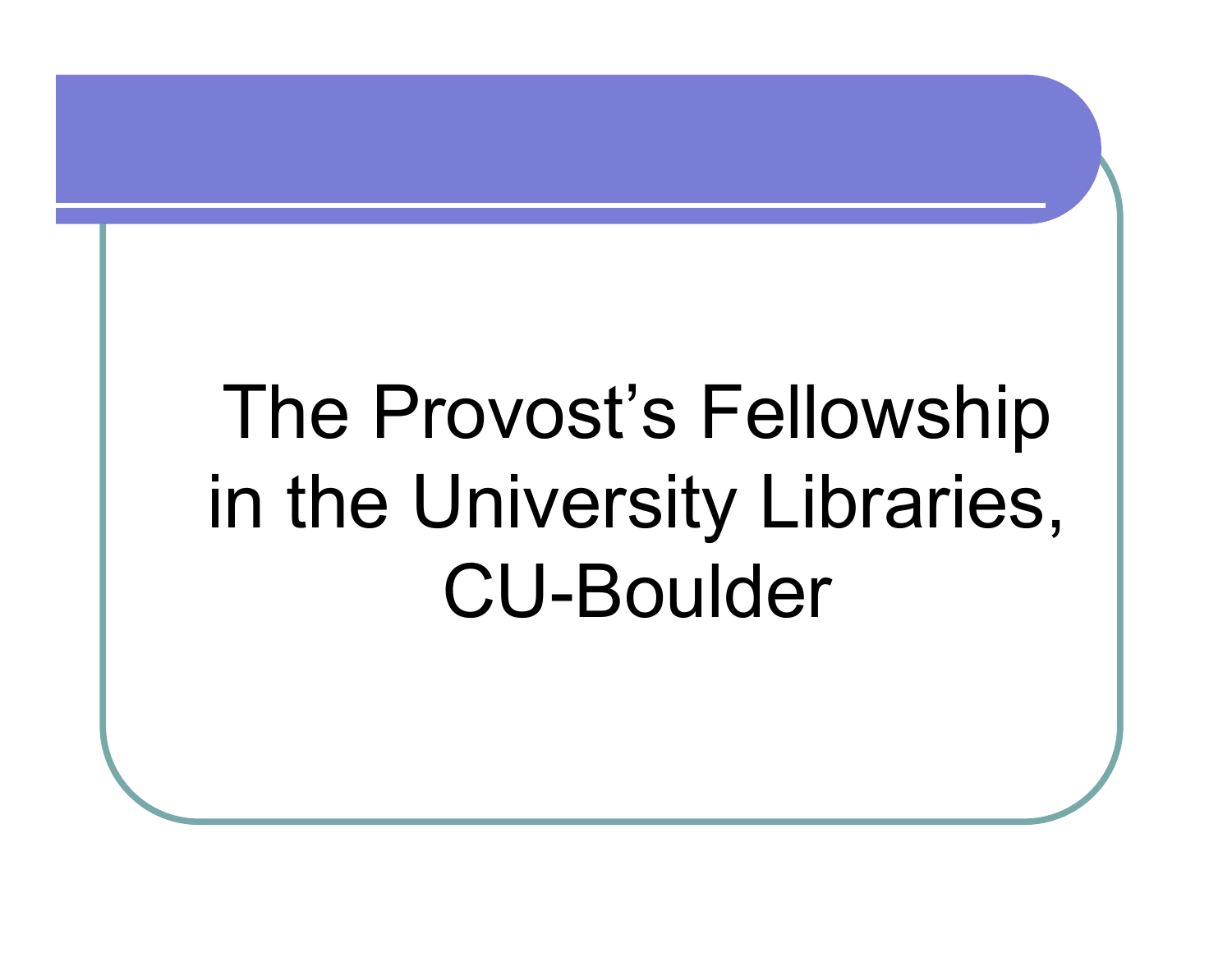# The Provost's Fellowship in the University Libraries, CU-Boulder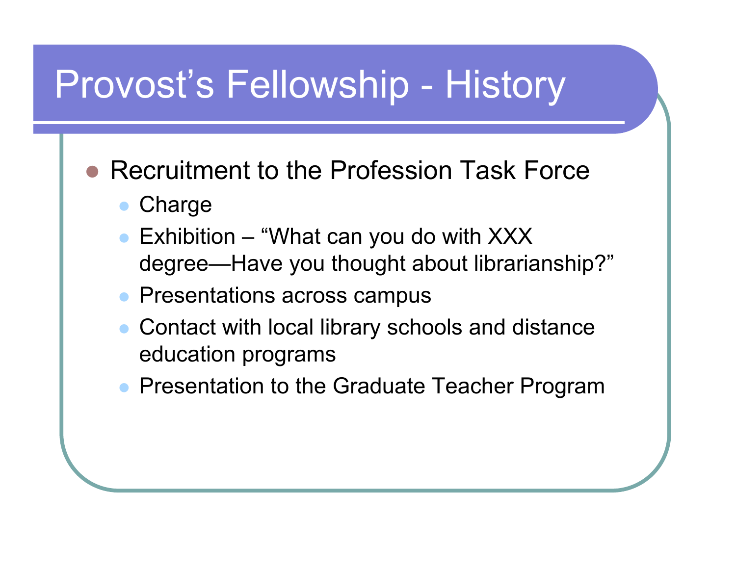# Provost's Fellowship - History

- Recruitment to the Profession Task Force
  - Charge
  - Exhibition – "What can you do with XXX degree—Have you thought about librarianship?"
  - Presentations across campus
  - Contact with local library schools and distance education programs
  - Presentation to the Graduate Teacher Program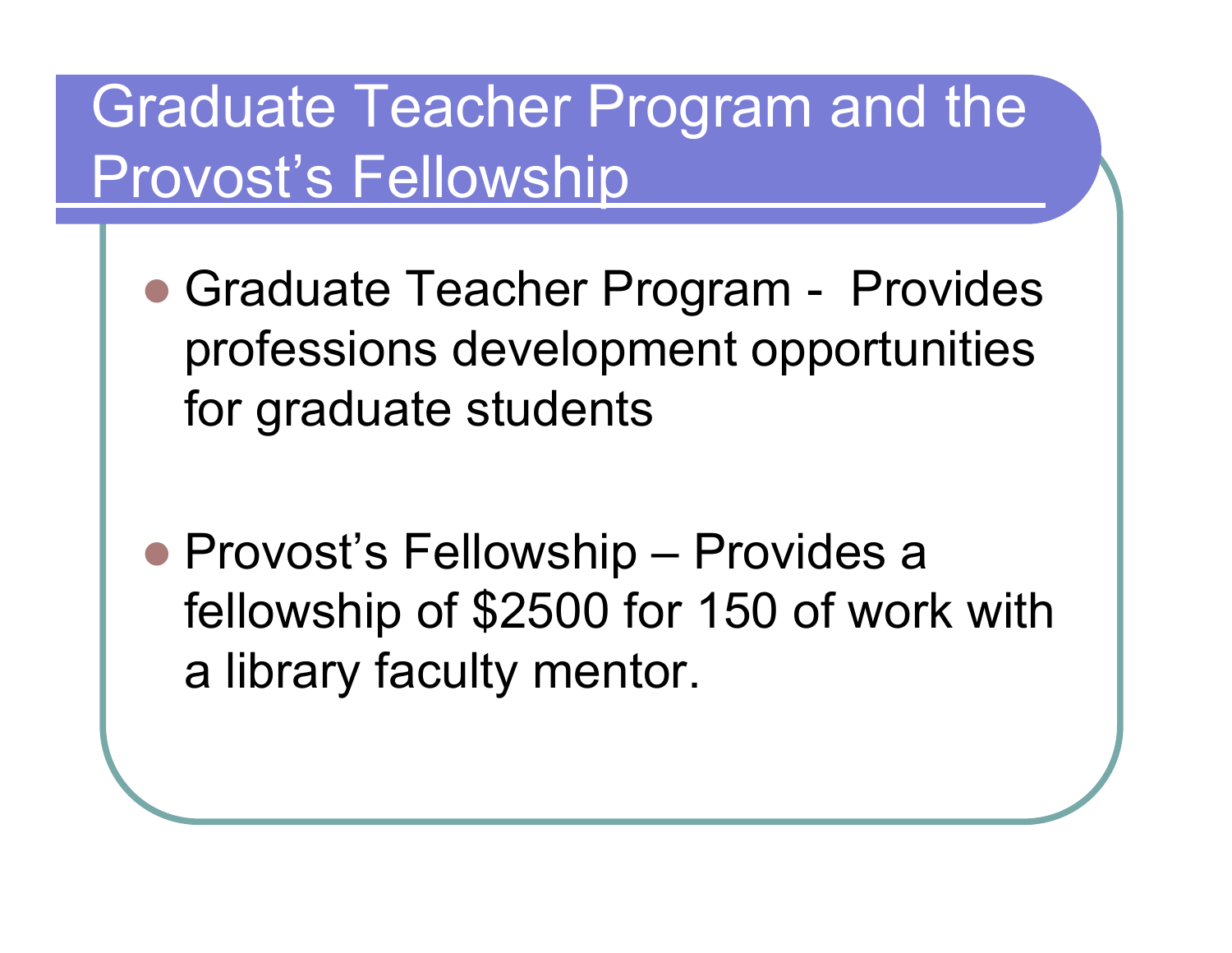# Graduate Teacher Program and the Provost's Fellowship

- Graduate Teacher Program - Provides professions development opportunities for graduate students

- Provost's Fellowship – Provides a fellowship of $2500 for 150 of work with a library faculty mentor.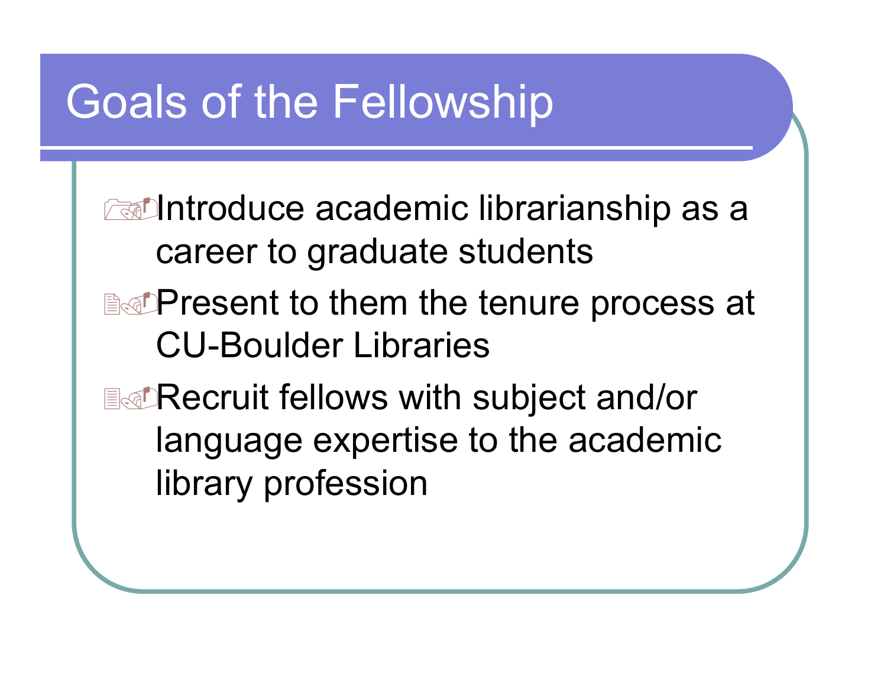# Goals of the Fellowship

- Introduce academic librarianship as a career to graduate students
- Present to them the tenure process at CU-Boulder Libraries
- Recruit fellows with subject and/or language expertise to the academic library profession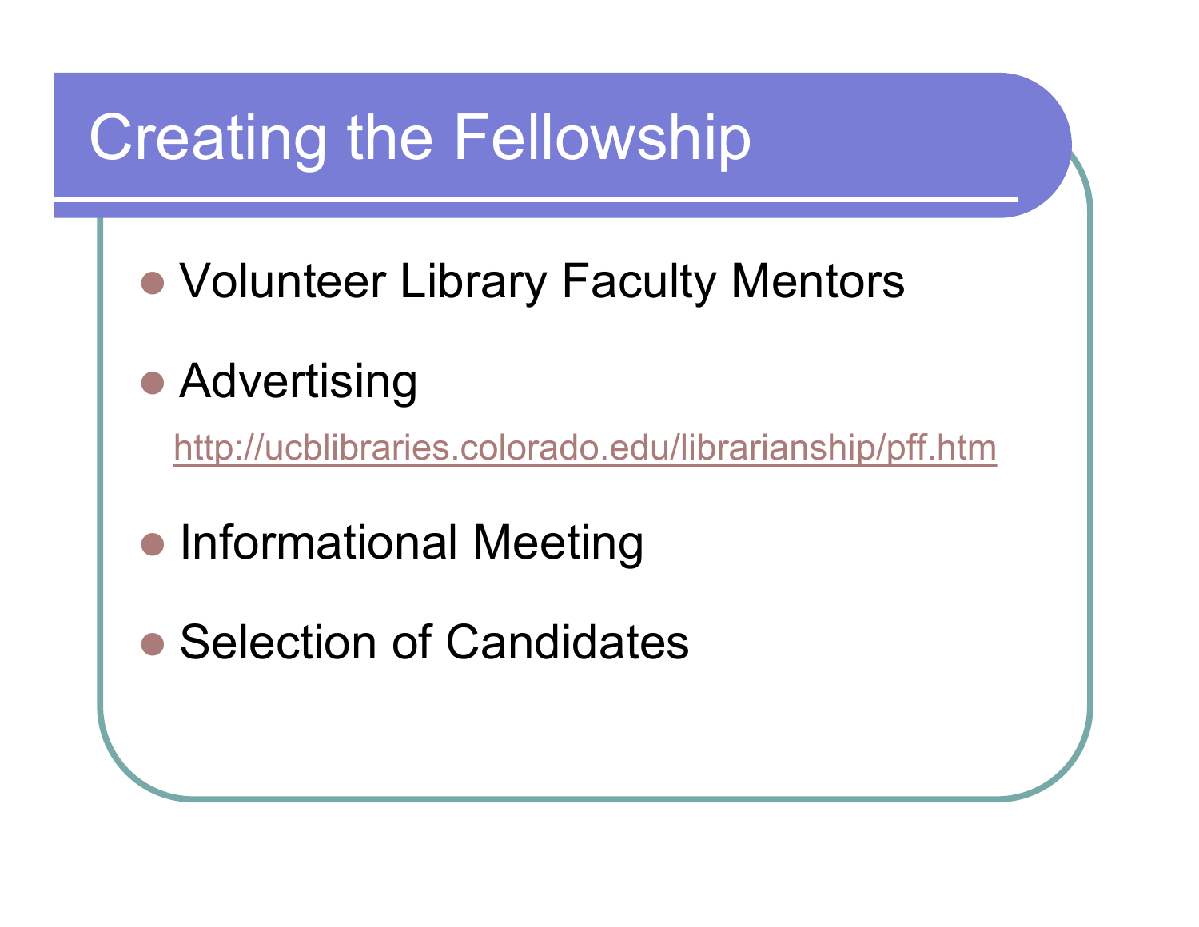# Creating the Fellowship

- Volunteer Library Faculty Mentors
- Advertising

  http://ucblibraries.colorado.edu/librarianship/pff.htm

- Informational Meeting
- Selection of Candidates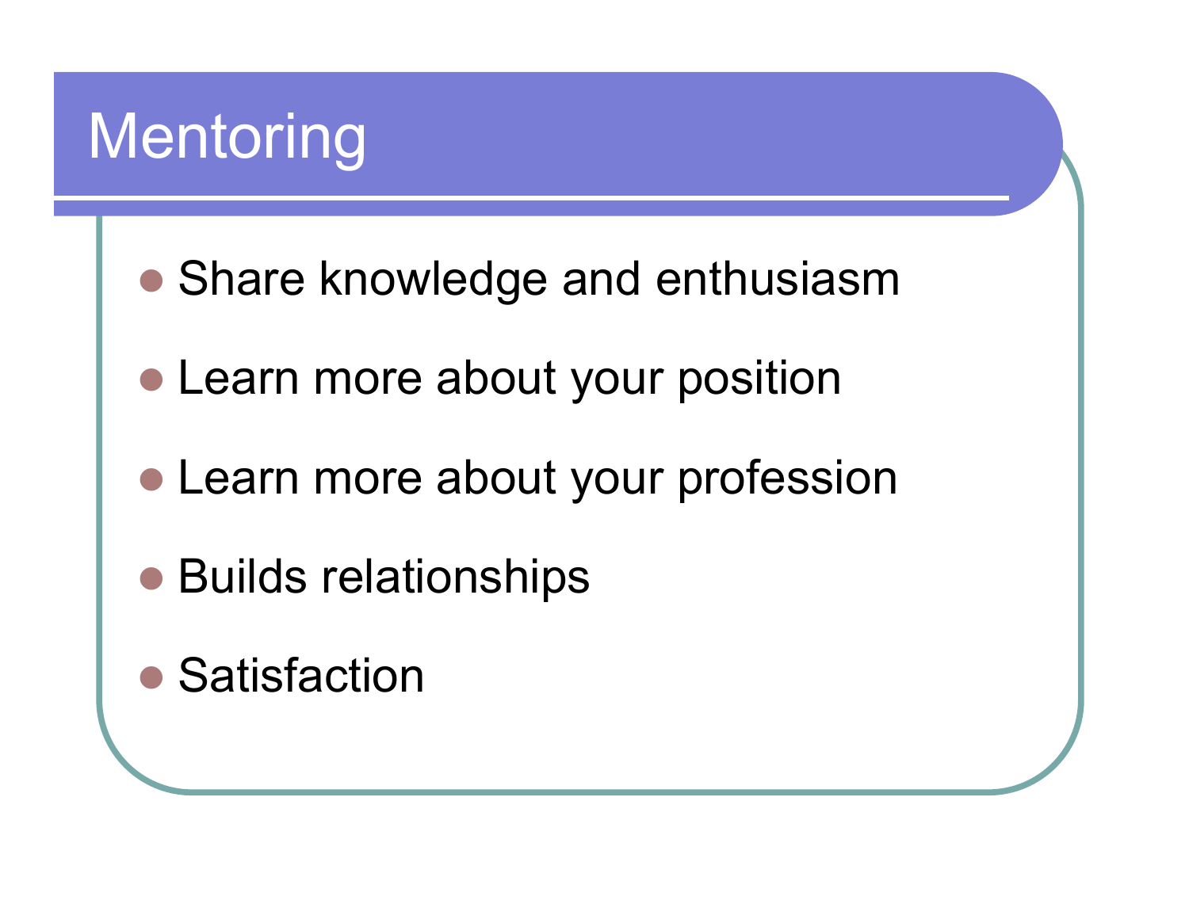# Mentoring

- Share knowledge and enthusiasm
- Learn more about your position
- Learn more about your profession
- Builds relationships
- Satisfaction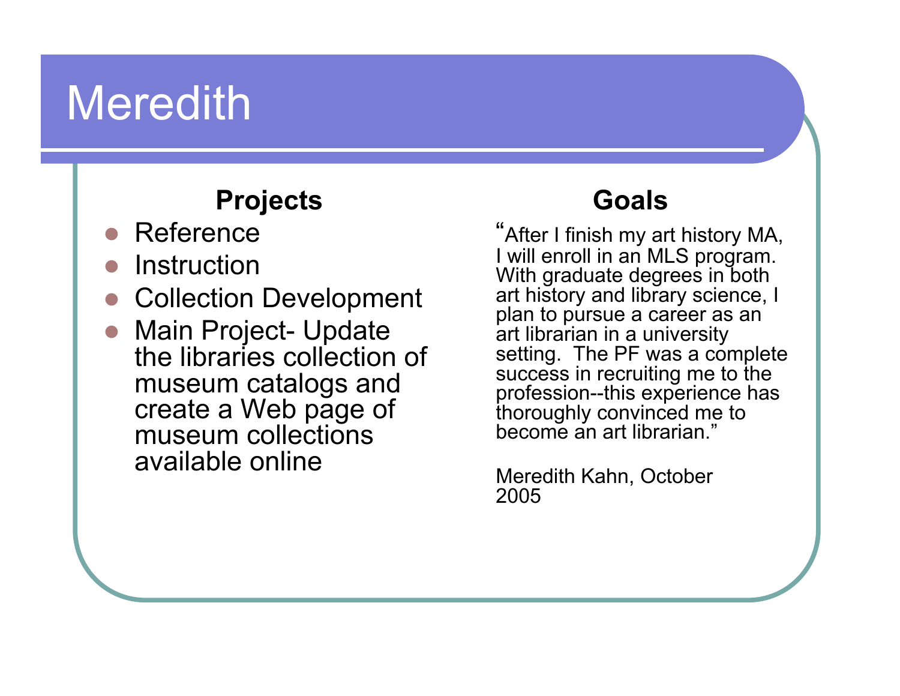# Meredith

## Projects

- Reference
- Instruction
- Collection Development
- Main Project- Update the libraries collection of museum catalogs and create a Web page of museum collections available online

## Goals

"After I finish my art history MA, I will enroll in an MLS program. With graduate degrees in both art history and library science, I plan to pursue a career as an art librarian in a university setting. The PF was a complete success in recruiting me to the profession--this experience has thoroughly convinced me to become an art librarian."

Meredith Kahn, October 2005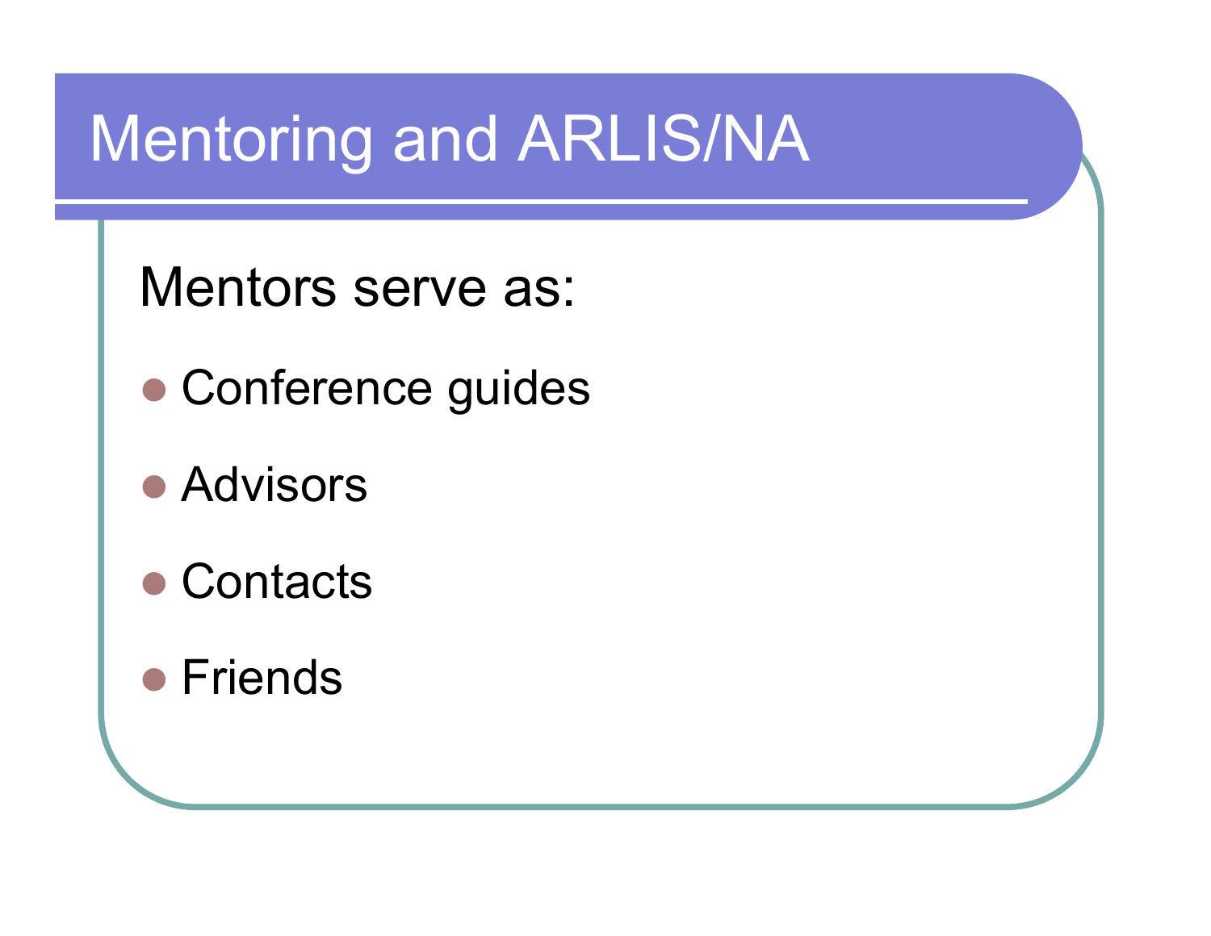# Mentoring and ARLIS/NA

Mentors serve as:

- Conference guides
- Advisors
- Contacts
- Friends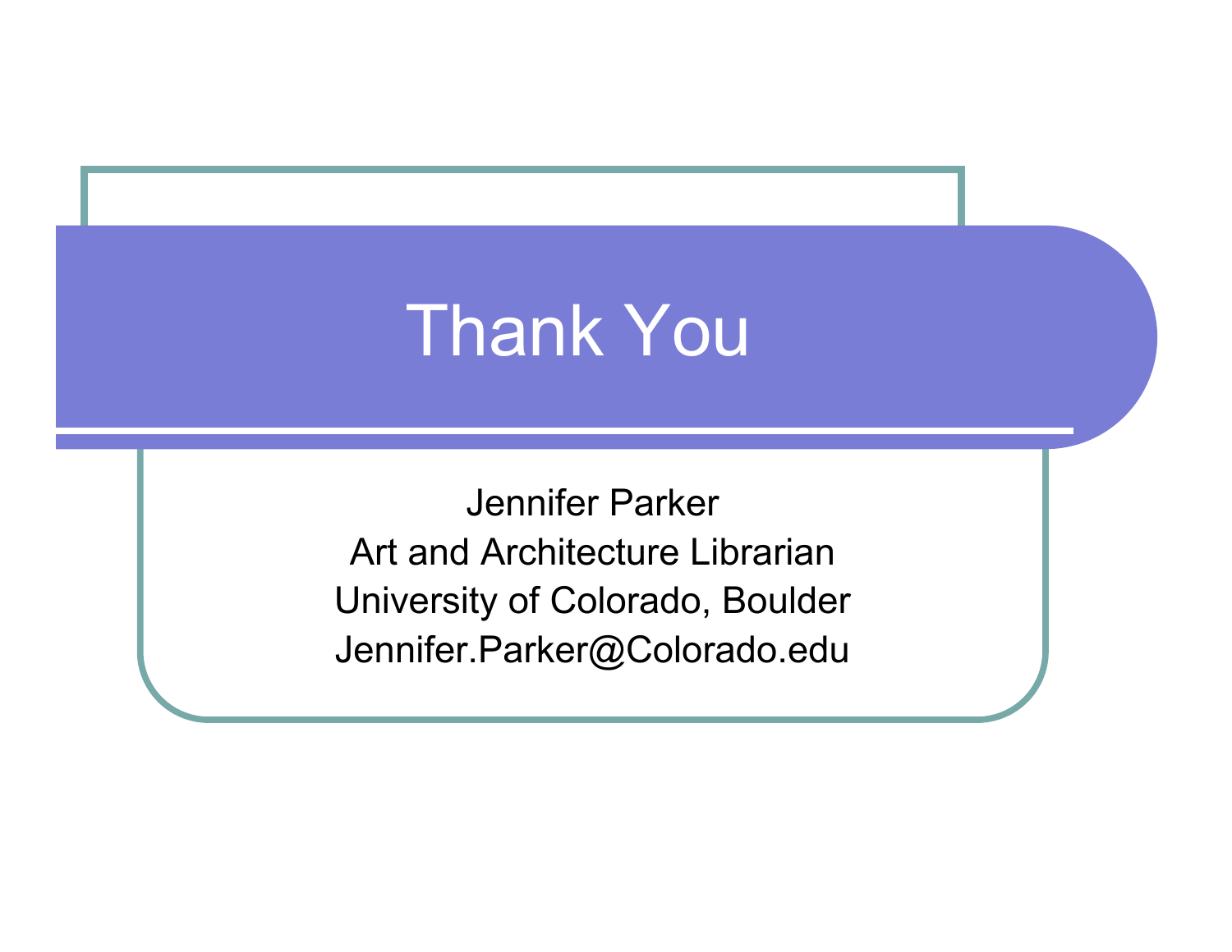# Thank You

Jennifer Parker
Art and Architecture Librarian
University of Colorado, Boulder
Jennifer.Parker@Colorado.edu